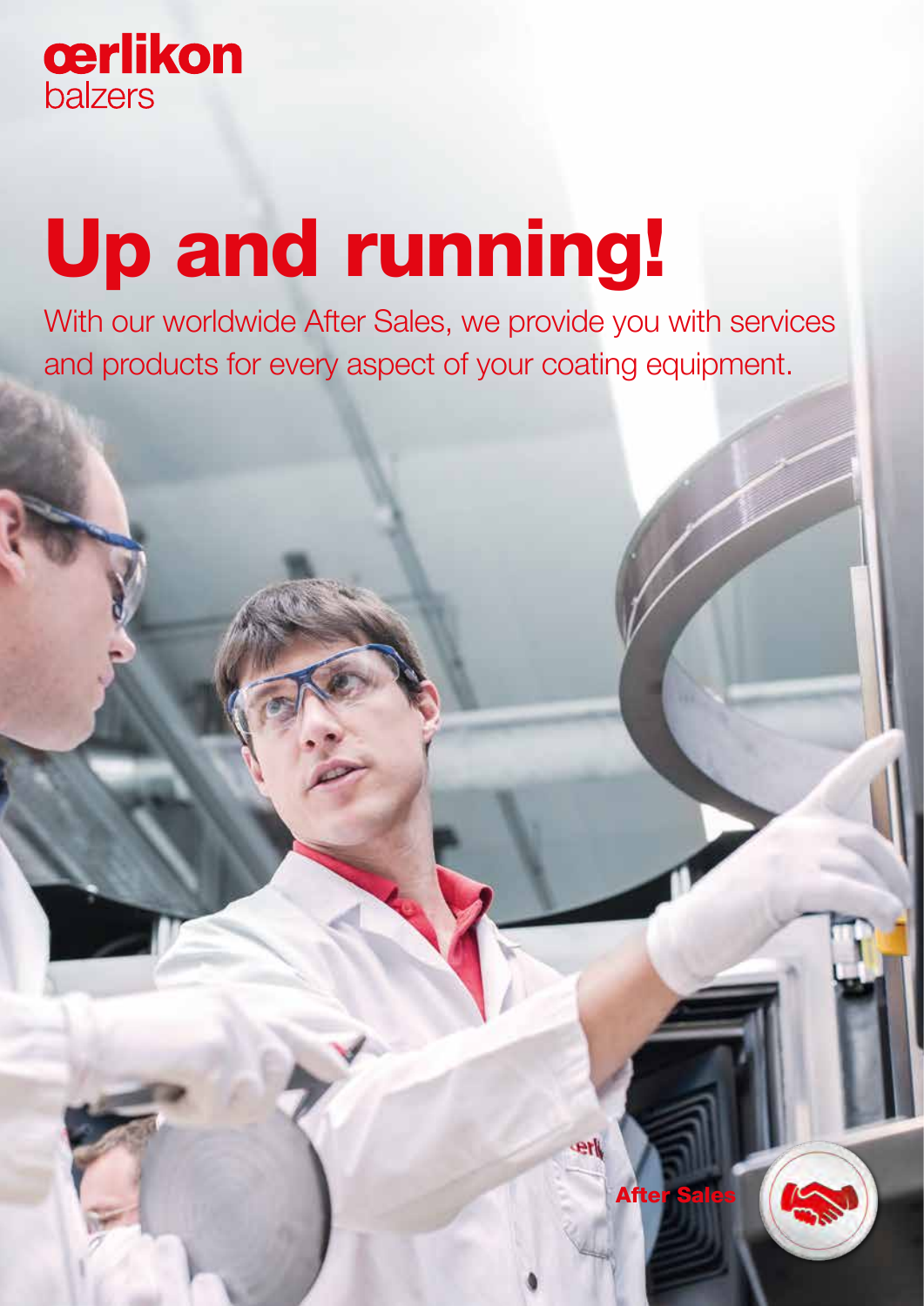œrlikon
balzers

# Up and running!

With our worldwide After Sales, we provide you with services and products for every aspect of your coating equipment.

After Sales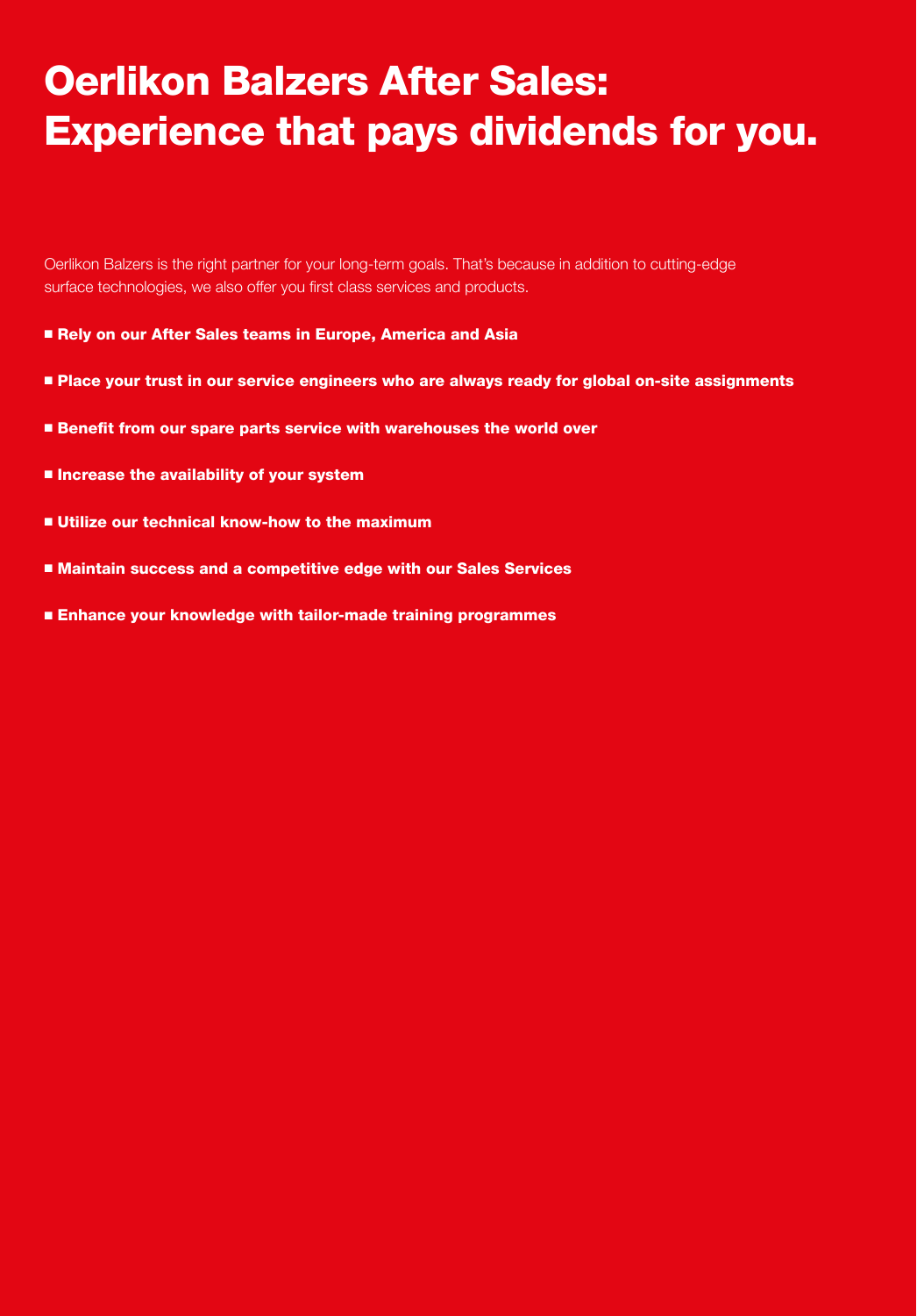# Oerlikon Balzers After Sales: Experience that pays dividends for you.

Oerlikon Balzers is the right partner for your long-term goals. That's because in addition to cutting-edge surface technologies, we also offer you first class services and products.

- **Rely on our After Sales teams in Europe, America and Asia**
- **Place your trust in our service engineers who are always ready for global on-site assignments**
- **Benefit from our spare parts service with warehouses the world over**
- **Increase the availability of your system**
- **Utilize our technical know-how to the maximum**
- **Maintain success and a competitive edge with our Sales Services**
- **Enhance your knowledge with tailor-made training programmes**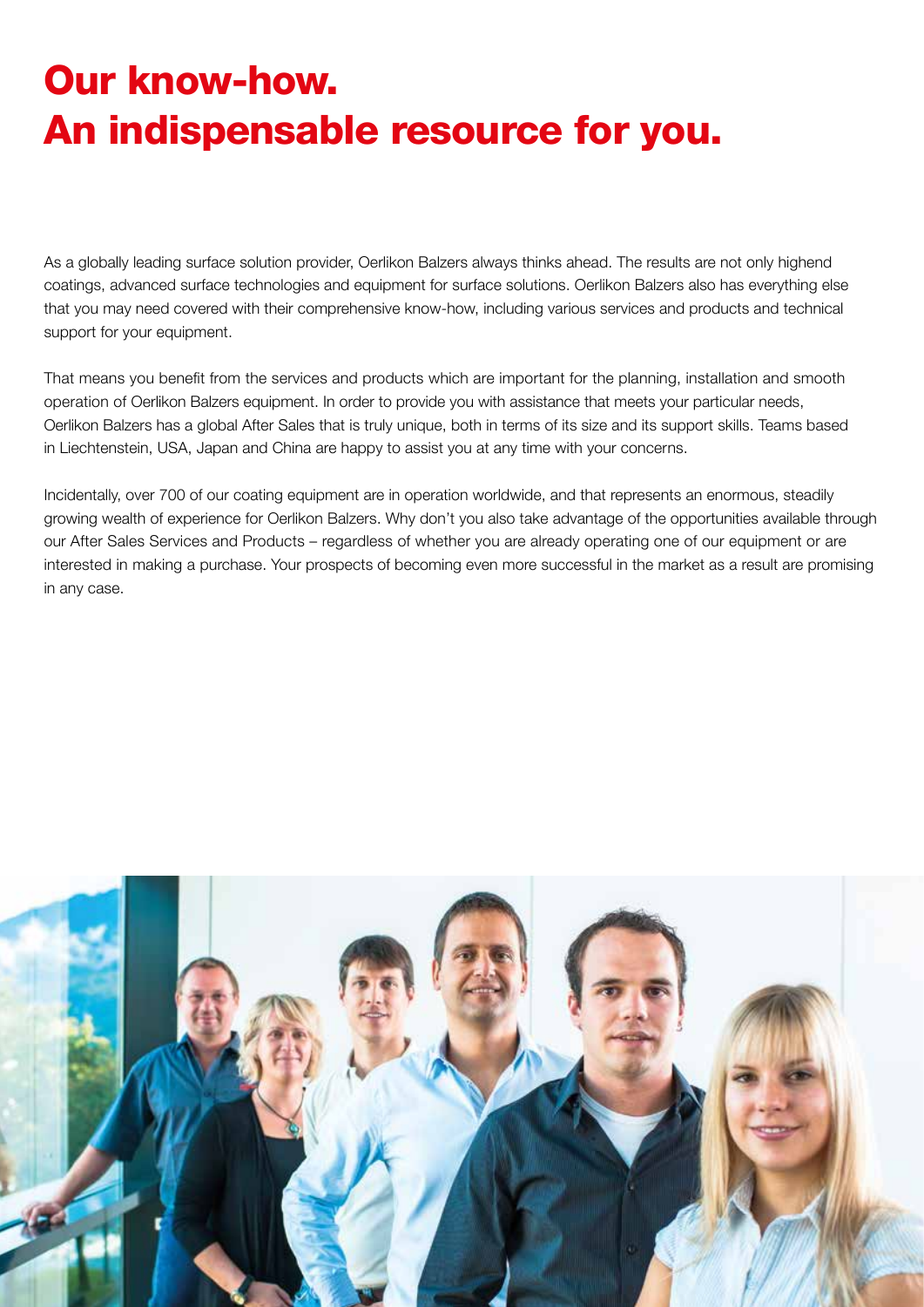# Our know-how.
# An indispensable resource for you.

As a globally leading surface solution provider, Oerlikon Balzers always thinks ahead. The results are not only highend coatings, advanced surface technologies and equipment for surface solutions. Oerlikon Balzers also has everything else that you may need covered with their comprehensive know-how, including various services and products and technical support for your equipment.

That means you benefit from the services and products which are important for the planning, installation and smooth operation of Oerlikon Balzers equipment. In order to provide you with assistance that meets your particular needs, Oerlikon Balzers has a global After Sales that is truly unique, both in terms of its size and its support skills. Teams based in Liechtenstein, USA, Japan and China are happy to assist you at any time with your concerns.

Incidentally, over 700 of our coating equipment are in operation worldwide, and that represents an enormous, steadily growing wealth of experience for Oerlikon Balzers. Why don't you also take advantage of the opportunities available through our After Sales Services and Products – regardless of whether you are already operating one of our equipment or are interested in making a purchase. Your prospects of becoming even more successful in the market as a result are promising in any case.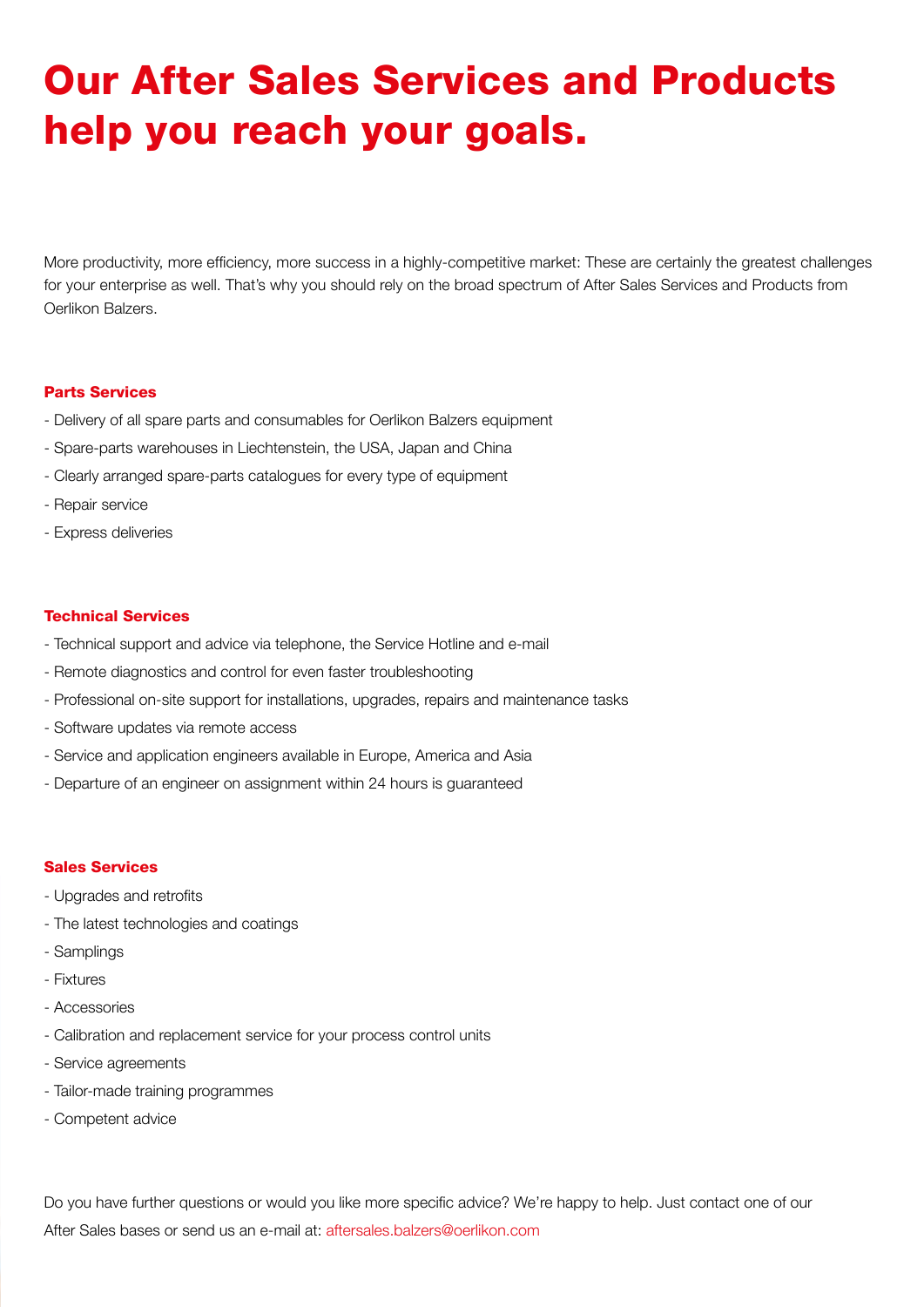# Our After Sales Services and Products help you reach your goals.

More productivity, more efficiency, more success in a highly-competitive market: These are certainly the greatest challenges for your enterprise as well. That's why you should rely on the broad spectrum of After Sales Services and Products from Oerlikon Balzers.

### Parts Services

- Delivery of all spare parts and consumables for Oerlikon Balzers equipment
- Spare-parts warehouses in Liechtenstein, the USA, Japan and China
- Clearly arranged spare-parts catalogues for every type of equipment
- Repair service
- Express deliveries

### Technical Services

- Technical support and advice via telephone, the Service Hotline and e-mail
- Remote diagnostics and control for even faster troubleshooting
- Professional on-site support for installations, upgrades, repairs and maintenance tasks
- Software updates via remote access
- Service and application engineers available in Europe, America and Asia
- Departure of an engineer on assignment within 24 hours is guaranteed

### Sales Services

- Upgrades and retrofits
- The latest technologies and coatings
- Samplings
- Fixtures
- Accessories
- Calibration and replacement service for your process control units
- Service agreements
- Tailor-made training programmes
- Competent advice

Do you have further questions or would you like more specific advice? We're happy to help. Just contact one of our After Sales bases or send us an e-mail at: aftersales.balzers@oerlikon.com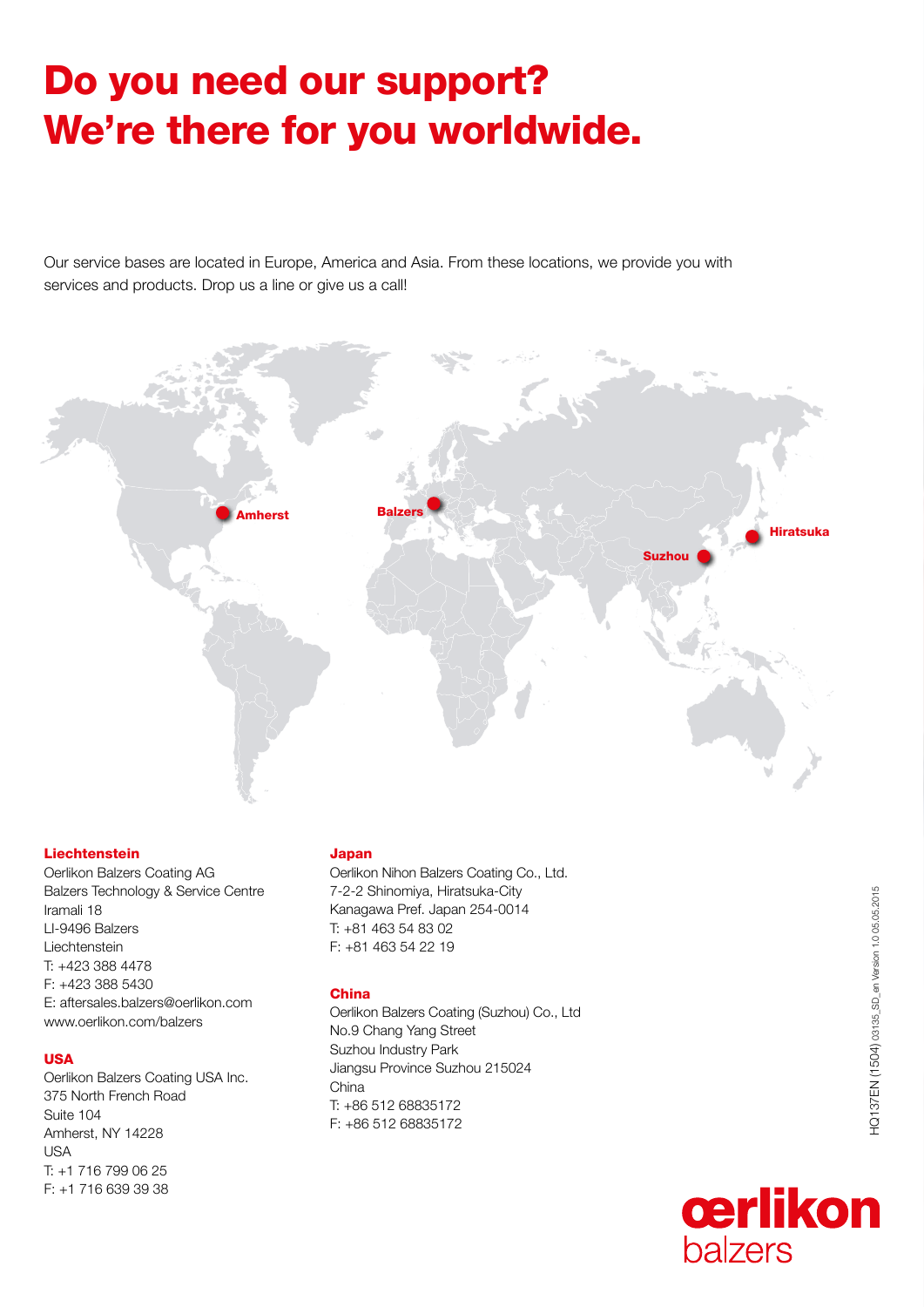# Do you need our support? We’re there for you worldwide.

Our service bases are located in Europe, America and Asia. From these locations, we provide you with services and products. Drop us a line or give us a call!

Amherst

Balzers

Suzhou

Hiratsuka

**Liechtenstein**

Oerlikon Balzers Coating AG
Balzers Technology & Service Centre
Iramali 18
LI-9496 Balzers
Liechtenstein
T: +423 388 4478
F: +423 388 5430
E: aftersales.balzers@oerlikon.com
www.oerlikon.com/balzers

**USA**

Oerlikon Balzers Coating USA Inc.
375 North French Road
Suite 104
Amherst, NY 14228
USA
T: +1 716 799 06 25
F: +1 716 639 39 38

**Japan**

Oerlikon Nihon Balzers Coating Co., Ltd.
7-2-2 Shinomiya, Hiratsuka-City
Kanagawa Pref. Japan 254-0014
T: +81 463 54 83 02
F: +81 463 54 22 19

**China**

Oerlikon Balzers Coating (Suzhou) Co., Ltd
No.9 Chang Yang Street
Suzhou Industry Park
Jiangsu Province Suzhou 215024
China
T: +86 512 68835172
F: +86 512 68835172

HQ137EN (1504) 03135_SD_en Version 1.0 05.05.2015

oerlikon balzers